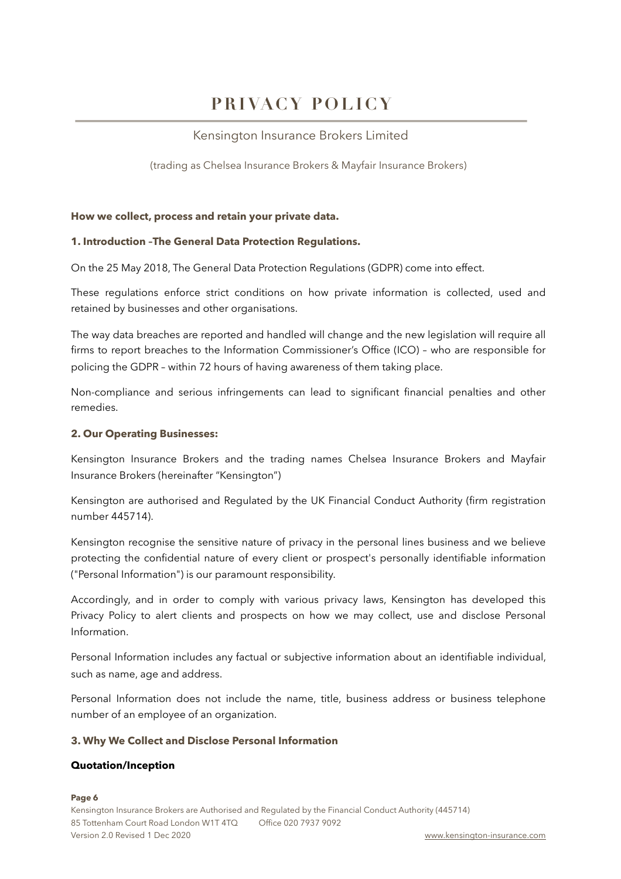# PRIVACY POLICY

Kensington Insurance Brokers Limited

(trading as Chelsea Insurance Brokers & Mayfair Insurance Brokers)

**How we collect, process and retain your private data.**

## 1. Introduction –The General Data Protection Regulations.

On the 25 May 2018, The General Data Protection Regulations (GDPR) come into effect.

These regulations enforce strict conditions on how private information is collected, used and retained by businesses and other organisations.

The way data breaches are reported and handled will change and the new legislation will require all firms to report breaches to the Information Commissioner's Office (ICO) – who are responsible for policing the GDPR – within 72 hours of having awareness of them taking place.

Non-compliance and serious infringements can lead to significant financial penalties and other remedies.

## 2. Our Operating Businesses:

Kensington Insurance Brokers and the trading names Chelsea Insurance Brokers and Mayfair Insurance Brokers (hereinafter "Kensington")

Kensington are authorised and Regulated by the UK Financial Conduct Authority (firm registration number 445714).

Kensington recognise the sensitive nature of privacy in the personal lines business and we believe protecting the confidential nature of every client or prospect's personally identifiable information ("Personal Information") is our paramount responsibility.

Accordingly, and in order to comply with various privacy laws, Kensington has developed this Privacy Policy to alert clients and prospects on how we may collect, use and disclose Personal Information.

Personal Information includes any factual or subjective information about an identifiable individual, such as name, age and address.

Personal Information does not include the name, title, business address or business telephone number of an employee of an organization.

## 3. Why We Collect and Disclose Personal Information

### Quotation/Inception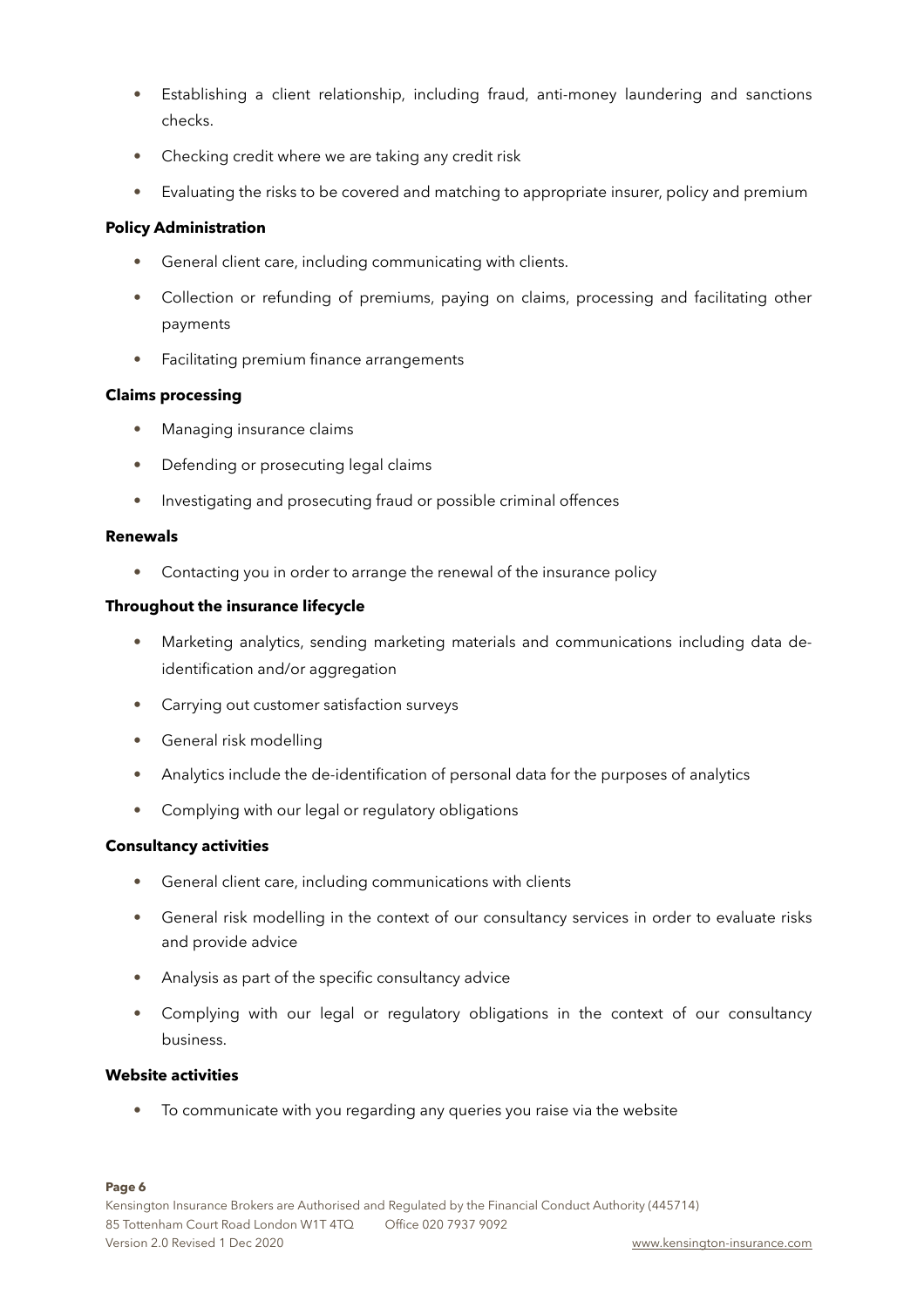- Establishing a client relationship, including fraud, anti-money laundering and sanctions checks.
- Checking credit where we are taking any credit risk
- Evaluating the risks to be covered and matching to appropriate insurer, policy and premium

**Policy Administration**

- General client care, including communicating with clients.
- Collection or refunding of premiums, paying on claims, processing and facilitating other payments
- Facilitating premium finance arrangements

**Claims processing**

- Managing insurance claims
- Defending or prosecuting legal claims
- Investigating and prosecuting fraud or possible criminal offences

**Renewals**

- Contacting you in order to arrange the renewal of the insurance policy

**Throughout the insurance lifecycle**

- Marketing analytics, sending marketing materials and communications including data de-identification and/or aggregation
- Carrying out customer satisfaction surveys
- General risk modelling
- Analytics include the de-identification of personal data for the purposes of analytics
- Complying with our legal or regulatory obligations

**Consultancy activities**

- General client care, including communications with clients
- General risk modelling in the context of our consultancy services in order to evaluate risks and provide advice
- Analysis as part of the specific consultancy advice
- Complying with our legal or regulatory obligations in the context of our consultancy business.

**Website activities**

- To communicate with you regarding any queries you raise via the website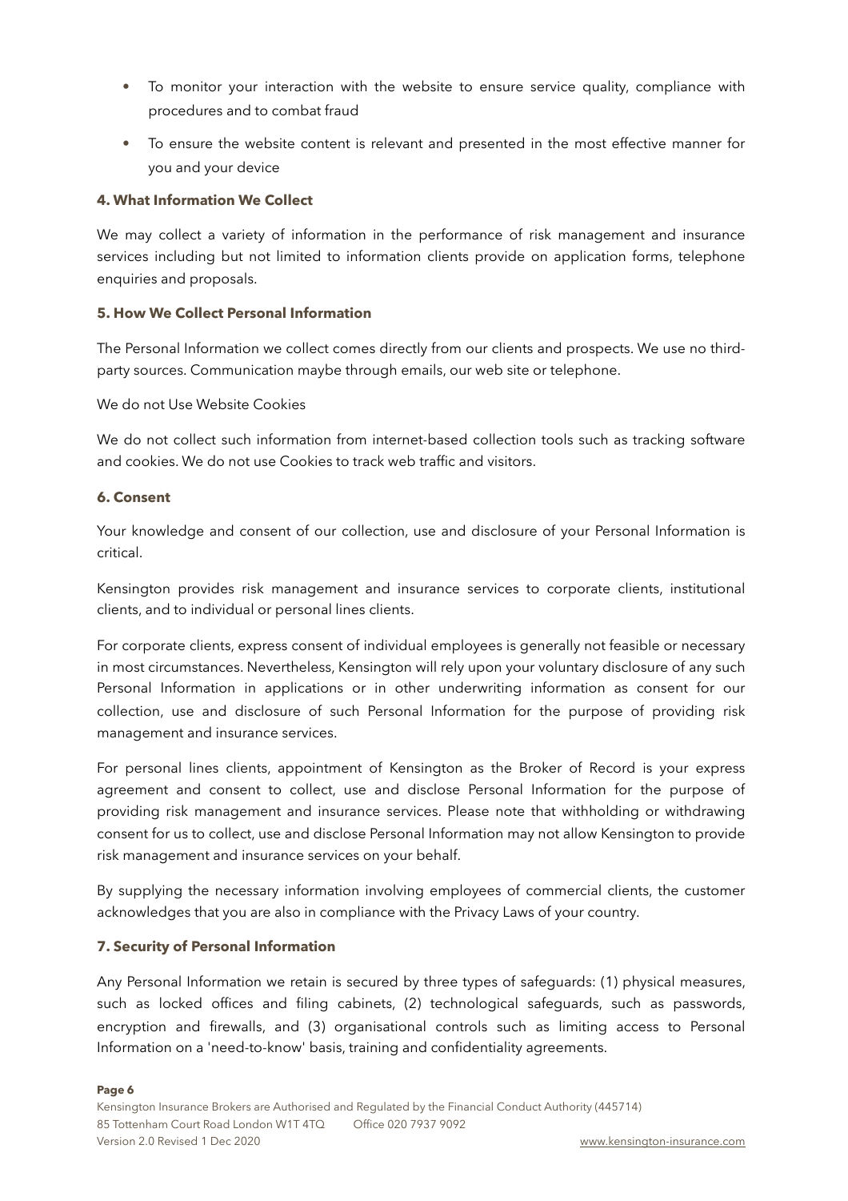- To monitor your interaction with the website to ensure service quality, compliance with procedures and to combat fraud
- To ensure the website content is relevant and presented in the most effective manner for you and your device

### 4. What Information We Collect

We may collect a variety of information in the performance of risk management and insurance services including but not limited to information clients provide on application forms, telephone enquiries and proposals.

### 5. How We Collect Personal Information

The Personal Information we collect comes directly from our clients and prospects. We use no third-party sources. Communication maybe through emails, our web site or telephone.

We do not Use Website Cookies

We do not collect such information from internet-based collection tools such as tracking software and cookies. We do not use Cookies to track web traffic and visitors.

### 6. Consent

Your knowledge and consent of our collection, use and disclosure of your Personal Information is critical.

Kensington provides risk management and insurance services to corporate clients, institutional clients, and to individual or personal lines clients.

For corporate clients, express consent of individual employees is generally not feasible or necessary in most circumstances. Nevertheless, Kensington will rely upon your voluntary disclosure of any such Personal Information in applications or in other underwriting information as consent for our collection, use and disclosure of such Personal Information for the purpose of providing risk management and insurance services.

For personal lines clients, appointment of Kensington as the Broker of Record is your express agreement and consent to collect, use and disclose Personal Information for the purpose of providing risk management and insurance services. Please note that withholding or withdrawing consent for us to collect, use and disclose Personal Information may not allow Kensington to provide risk management and insurance services on your behalf.

By supplying the necessary information involving employees of commercial clients, the customer acknowledges that you are also in compliance with the Privacy Laws of your country.

### 7. Security of Personal Information

Any Personal Information we retain is secured by three types of safeguards: (1) physical measures, such as locked offices and filing cabinets, (2) technological safeguards, such as passwords, encryption and firewalls, and (3) organisational controls such as limiting access to Personal Information on a 'need-to-know' basis, training and confidentiality agreements.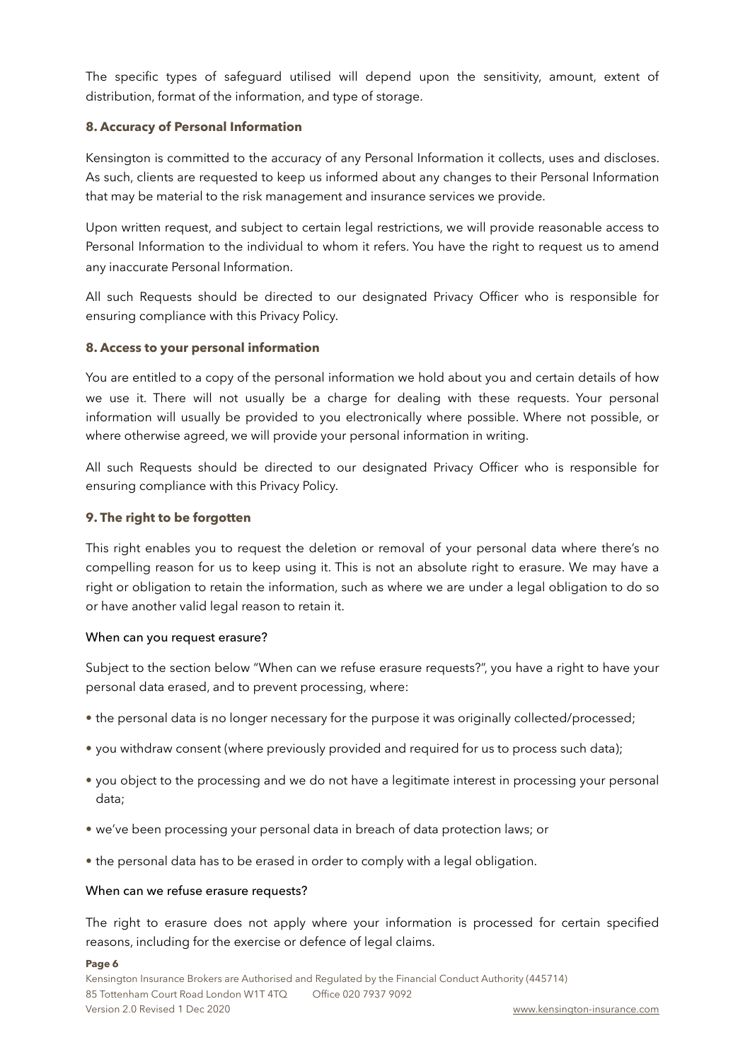The specific types of safeguard utilised will depend upon the sensitivity, amount, extent of distribution, format of the information, and type of storage.

### 8. Accuracy of Personal Information

Kensington is committed to the accuracy of any Personal Information it collects, uses and discloses. As such, clients are requested to keep us informed about any changes to their Personal Information that may be material to the risk management and insurance services we provide.

Upon written request, and subject to certain legal restrictions, we will provide reasonable access to Personal Information to the individual to whom it refers. You have the right to request us to amend any inaccurate Personal Information.

All such Requests should be directed to our designated Privacy Officer who is responsible for ensuring compliance with this Privacy Policy.

### 8. Access to your personal information

You are entitled to a copy of the personal information we hold about you and certain details of how we use it. There will not usually be a charge for dealing with these requests. Your personal information will usually be provided to you electronically where possible. Where not possible, or where otherwise agreed, we will provide your personal information in writing.

All such Requests should be directed to our designated Privacy Officer who is responsible for ensuring compliance with this Privacy Policy.

### 9. The right to be forgotten

This right enables you to request the deletion or removal of your personal data where there's no compelling reason for us to keep using it. This is not an absolute right to erasure. We may have a right or obligation to retain the information, such as where we are under a legal obligation to do so or have another valid legal reason to retain it.

#### When can you request erasure?

Subject to the section below "When can we refuse erasure requests?", you have a right to have your personal data erased, and to prevent processing, where:

- the personal data is no longer necessary for the purpose it was originally collected/processed;
- you withdraw consent (where previously provided and required for us to process such data);
- you object to the processing and we do not have a legitimate interest in processing your personal data;
- we've been processing your personal data in breach of data protection laws; or
- the personal data has to be erased in order to comply with a legal obligation.

#### When can we refuse erasure requests?

The right to erasure does not apply where your information is processed for certain specified reasons, including for the exercise or defence of legal claims.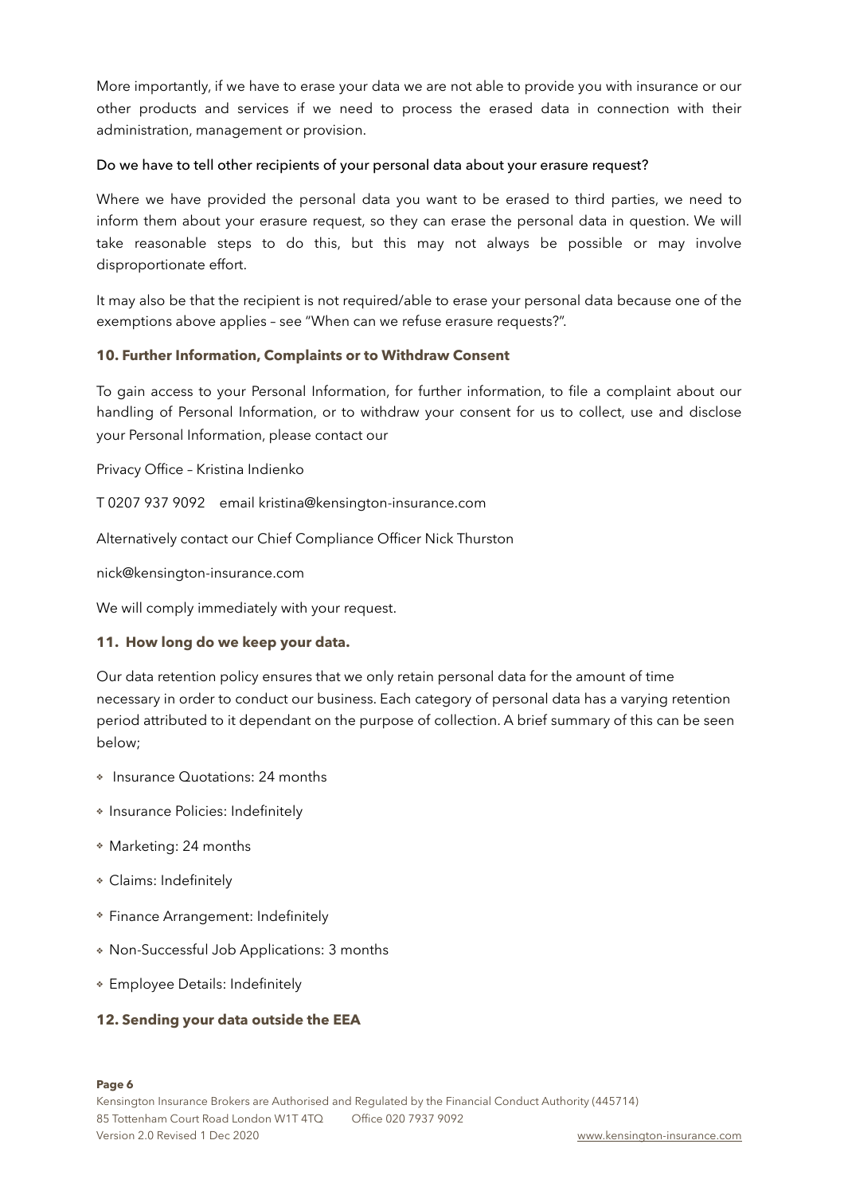More importantly, if we have to erase your data we are not able to provide you with insurance or our other products and services if we need to process the erased data in connection with their administration, management or provision.

Do we have to tell other recipients of your personal data about your erasure request?

Where we have provided the personal data you want to be erased to third parties, we need to inform them about your erasure request, so they can erase the personal data in question. We will take reasonable steps to do this, but this may not always be possible or may involve disproportionate effort.

It may also be that the recipient is not required/able to erase your personal data because one of the exemptions above applies – see "When can we refuse erasure requests?".

### 10. Further Information, Complaints or to Withdraw Consent

To gain access to your Personal Information, for further information, to file a complaint about our handling of Personal Information, or to withdraw your consent for us to collect, use and disclose your Personal Information, please contact our

Privacy Office – Kristina Indienko

T 0207 937 9092    email kristina@kensington-insurance.com

Alternatively contact our Chief Compliance Officer Nick Thurston

nick@kensington-insurance.com

We will comply immediately with your request.

### 11. How long do we keep your data.

Our data retention policy ensures that we only retain personal data for the amount of time necessary in order to conduct our business. Each category of personal data has a varying retention period attributed to it dependant on the purpose of collection. A brief summary of this can be seen below;

- Insurance Quotations: 24 months
- Insurance Policies: Indefinitely
- Marketing: 24 months
- Claims: Indefinitely
- Finance Arrangement: Indefinitely
- Non-Successful Job Applications: 3 months
- Employee Details: Indefinitely

### 12. Sending your data outside the EEA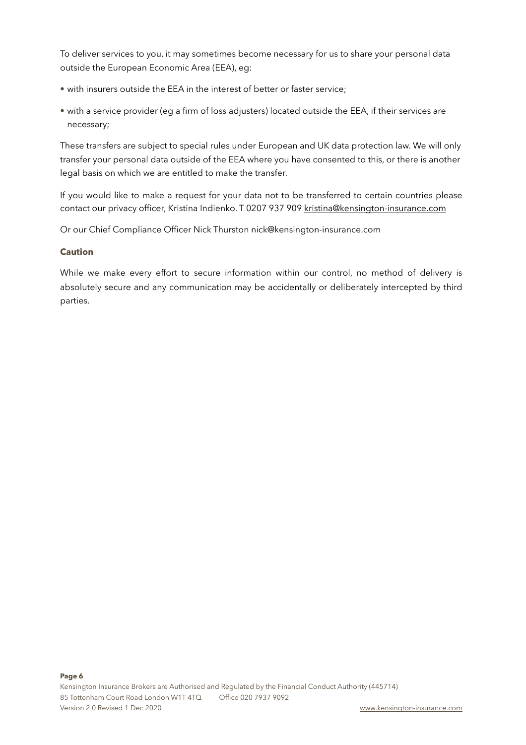To deliver services to you, it may sometimes become necessary for us to share your personal data outside the European Economic Area (EEA), eg:

- with insurers outside the EEA in the interest of better or faster service;
- with a service provider (eg a firm of loss adjusters) located outside the EEA, if their services are necessary;

These transfers are subject to special rules under European and UK data protection law. We will only transfer your personal data outside of the EEA where you have consented to this, or there is another legal basis on which we are entitled to make the transfer.

If you would like to make a request for your data not to be transferred to certain countries please contact our privacy officer, Kristina Indienko. T 0207 937 909 kristina@kensington-insurance.com

Or our Chief Compliance Officer Nick Thurston nick@kensington-insurance.com

**Caution**

While we make every effort to secure information within our control, no method of delivery is absolutely secure and any communication may be accidentally or deliberately intercepted by third parties.